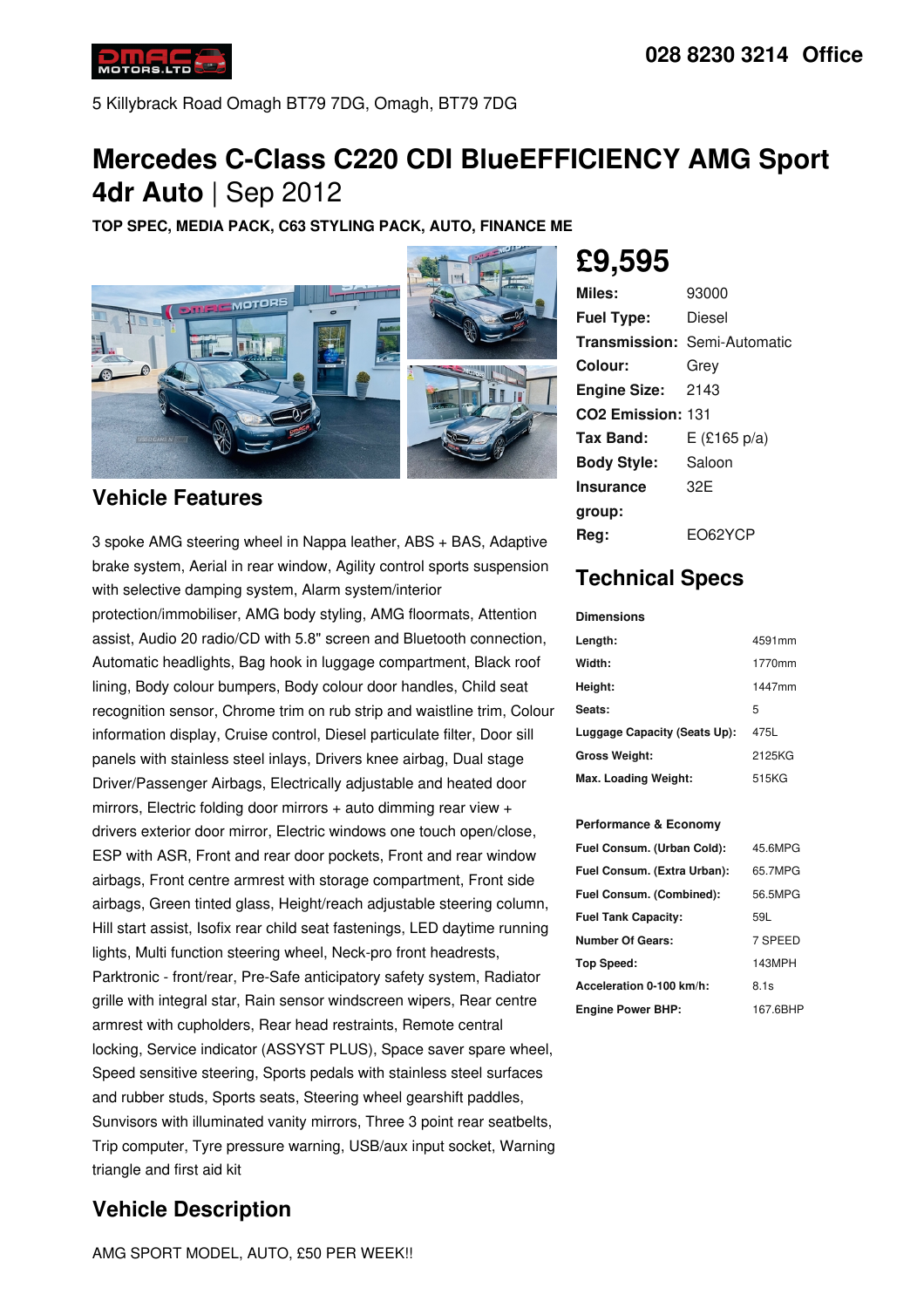028 8230 3214 Office

5 Killybrack Road Omagh BT79 7DG, Omagh, BT79 7DG

# Mercedes C-Class C220 CDI BlueEFFICIENCY AMG Sport 4dr Auto | Sep 2012

**TOP SPEC, MEDIA PACK, C63 STYLING PACK, AUTO, FINANCE ME**

## £9,595

| | |
|---|---|
| **Miles:** | 93000 |
| **Fuel Type:** | Diesel |
| **Transmission:** | Semi-Automatic |
| **Colour:** | Grey |
| **Engine Size:** | 2143 |
| **CO2 Emission:** | 131 |
| **Tax Band:** | E (£165 p/a) |
| **Body Style:** | Saloon |
| **Insurance group:** | 32E |
| **Reg:** | EO62YCP |

## Vehicle Features

3 spoke AMG steering wheel in Nappa leather, ABS + BAS, Adaptive brake system, Aerial in rear window, Agility control sports suspension with selective damping system, Alarm system/interior protection/immobiliser, AMG body styling, AMG floormats, Attention assist, Audio 20 radio/CD with 5.8" screen and Bluetooth connection, Automatic headlights, Bag hook in luggage compartment, Black roof lining, Body colour bumpers, Body colour door handles, Child seat recognition sensor, Chrome trim on rub strip and waistline trim, Colour information display, Cruise control, Diesel particulate filter, Door sill panels with stainless steel inlays, Drivers knee airbag, Dual stage Driver/Passenger Airbags, Electrically adjustable and heated door mirrors, Electric folding door mirrors + auto dimming rear view + drivers exterior door mirror, Electric windows one touch open/close, ESP with ASR, Front and rear door pockets, Front and rear window airbags, Front centre armrest with storage compartment, Front side airbags, Green tinted glass, Height/reach adjustable steering column, Hill start assist, Isofix rear child seat fastenings, LED daytime running lights, Multi function steering wheel, Neck-pro front headrests, Parktronic - front/rear, Pre-Safe anticipatory safety system, Radiator grille with integral star, Rain sensor windscreen wipers, Rear centre armrest with cupholders, Rear head restraints, Remote central locking, Service indicator (ASSYST PLUS), Space saver spare wheel, Speed sensitive steering, Sports pedals with stainless steel surfaces and rubber studs, Sports seats, Steering wheel gearshift paddles, Sunvisors with illuminated vanity mirrors, Three 3 point rear seatbelts, Trip computer, Tyre pressure warning, USB/aux input socket, Warning triangle and first aid kit

## Technical Specs

**Dimensions**

| | |
|---|---|
| **Length:** | 4591mm |
| **Width:** | 1770mm |
| **Height:** | 1447mm |
| **Seats:** | 5 |
| **Luggage Capacity (Seats Up):** | 475L |
| **Gross Weight:** | 2125KG |
| **Max. Loading Weight:** | 515KG |

**Performance & Economy**

| | |
|---|---|
| **Fuel Consum. (Urban Cold):** | 45.6MPG |
| **Fuel Consum. (Extra Urban):** | 65.7MPG |
| **Fuel Consum. (Combined):** | 56.5MPG |
| **Fuel Tank Capacity:** | 59L |
| **Number Of Gears:** | 7 SPEED |
| **Top Speed:** | 143MPH |
| **Acceleration 0-100 km/h:** | 8.1s |
| **Engine Power BHP:** | 167.6BHP |

## Vehicle Description

AMG SPORT MODEL, AUTO, £50 PER WEEK!!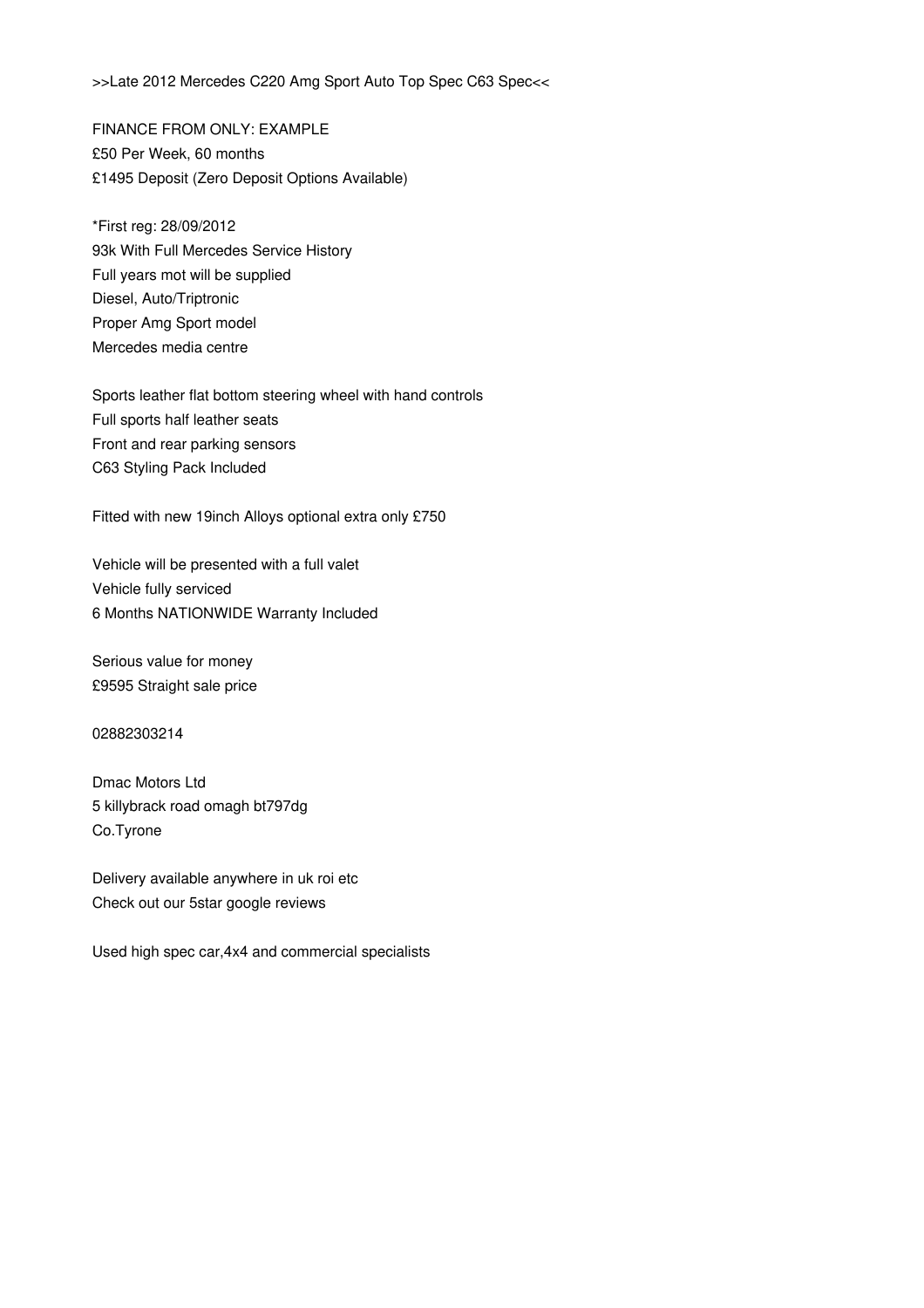>>Late 2012 Mercedes C220 Amg Sport Auto Top Spec C63 Spec<<

FINANCE FROM ONLY: EXAMPLE
£50 Per Week, 60 months
£1495 Deposit (Zero Deposit Options Available)

*First reg: 28/09/2012
93k With Full Mercedes Service History
Full years mot will be supplied
Diesel, Auto/Triptronic
Proper Amg Sport model
Mercedes media centre

Sports leather flat bottom steering wheel with hand controls
Full sports half leather seats
Front and rear parking sensors
C63 Styling Pack Included

Fitted with new 19inch Alloys optional extra only £750

Vehicle will be presented with a full valet
Vehicle fully serviced
6 Months NATIONWIDE Warranty Included

Serious value for money
£9595 Straight sale price

02882303214

Dmac Motors Ltd
5 killybrack road omagh bt797dg
Co.Tyrone

Delivery available anywhere in uk roi etc
Check out our 5star google reviews

Used high spec car,4x4 and commercial specialists